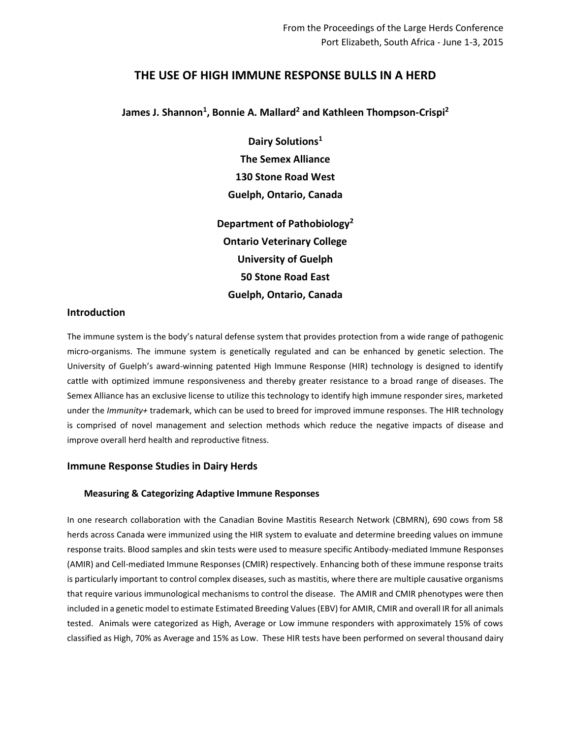From the Proceedings of the Large Herds Conference
Port Elizabeth, South Africa - June 1-3, 2015

# THE USE OF HIGH IMMUNE RESPONSE BULLS IN A HERD

**James J. Shannon[1], Bonnie A. Mallard[2] and Kathleen Thompson-Crispi[2]**

**Dairy Solutions[1]**
**The Semex Alliance**
**130 Stone Road West**
**Guelph, Ontario, Canada**

**Department of Pathobiology[2]**
**Ontario Veterinary College**
**University of Guelph**
**50 Stone Road East**
**Guelph, Ontario, Canada**

## Introduction

The immune system is the body's natural defense system that provides protection from a wide range of pathogenic micro-organisms. The immune system is genetically regulated and can be enhanced by genetic selection. The University of Guelph's award-winning patented High Immune Response (HIR) technology is designed to identify cattle with optimized immune responsiveness and thereby greater resistance to a broad range of diseases. The Semex Alliance has an exclusive license to utilize this technology to identify high immune responder sires, marketed under the *Immunity+* trademark, which can be used to breed for improved immune responses. The HIR technology is comprised of novel management and selection methods which reduce the negative impacts of disease and improve overall herd health and reproductive fitness.

## Immune Response Studies in Dairy Herds

### Measuring & Categorizing Adaptive Immune Responses

In one research collaboration with the Canadian Bovine Mastitis Research Network (CBMRN), 690 cows from 58 herds across Canada were immunized using the HIR system to evaluate and determine breeding values on immune response traits. Blood samples and skin tests were used to measure specific Antibody-mediated Immune Responses (AMIR) and Cell-mediated Immune Responses (CMIR) respectively. Enhancing both of these immune response traits is particularly important to control complex diseases, such as mastitis, where there are multiple causative organisms that require various immunological mechanisms to control the disease. The AMIR and CMIR phenotypes were then included in a genetic model to estimate Estimated Breeding Values (EBV) for AMIR, CMIR and overall IR for all animals tested. Animals were categorized as High, Average or Low immune responders with approximately 15% of cows classified as High, 70% as Average and 15% as Low. These HIR tests have been performed on several thousand dairy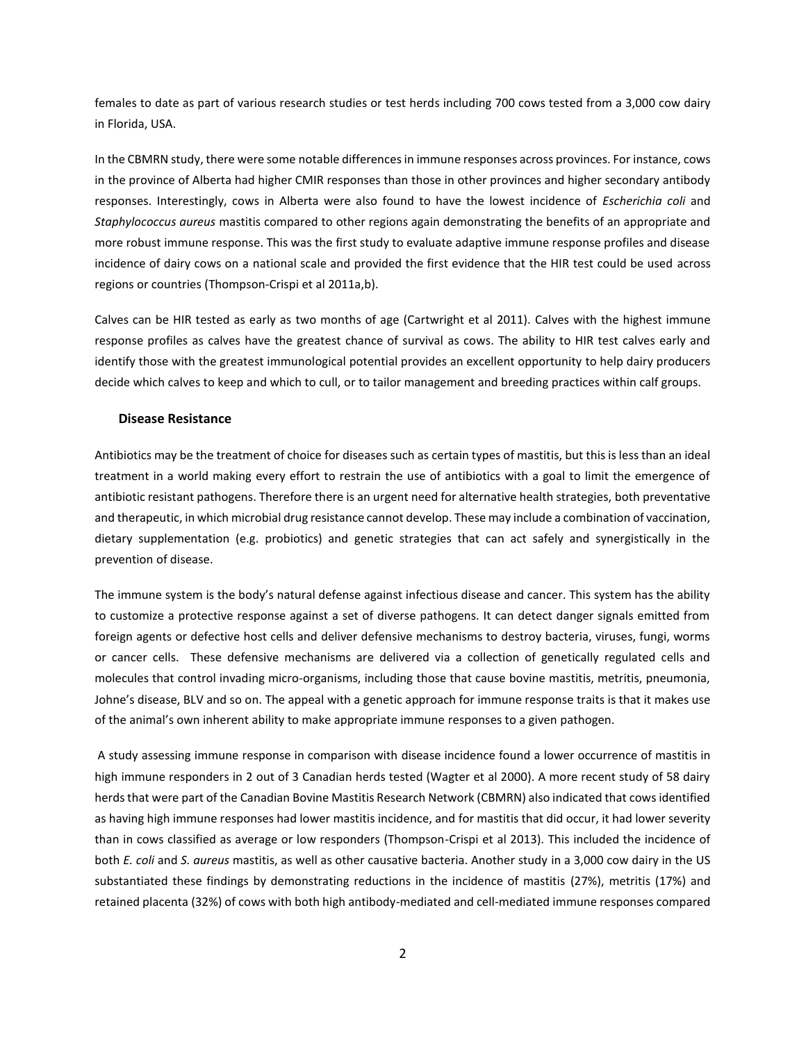females to date as part of various research studies or test herds including 700 cows tested from a 3,000 cow dairy in Florida, USA.

In the CBMRN study, there were some notable differences in immune responses across provinces. For instance, cows in the province of Alberta had higher CMIR responses than those in other provinces and higher secondary antibody responses. Interestingly, cows in Alberta were also found to have the lowest incidence of *Escherichia coli* and *Staphylococcus aureus* mastitis compared to other regions again demonstrating the benefits of an appropriate and more robust immune response. This was the first study to evaluate adaptive immune response profiles and disease incidence of dairy cows on a national scale and provided the first evidence that the HIR test could be used across regions or countries (Thompson-Crispi et al 2011a,b).

Calves can be HIR tested as early as two months of age (Cartwright et al 2011). Calves with the highest immune response profiles as calves have the greatest chance of survival as cows. The ability to HIR test calves early and identify those with the greatest immunological potential provides an excellent opportunity to help dairy producers decide which calves to keep and which to cull, or to tailor management and breeding practices within calf groups.

### Disease Resistance

Antibiotics may be the treatment of choice for diseases such as certain types of mastitis, but this is less than an ideal treatment in a world making every effort to restrain the use of antibiotics with a goal to limit the emergence of antibiotic resistant pathogens. Therefore there is an urgent need for alternative health strategies, both preventative and therapeutic, in which microbial drug resistance cannot develop. These may include a combination of vaccination, dietary supplementation (e.g. probiotics) and genetic strategies that can act safely and synergistically in the prevention of disease.

The immune system is the body's natural defense against infectious disease and cancer. This system has the ability to customize a protective response against a set of diverse pathogens. It can detect danger signals emitted from foreign agents or defective host cells and deliver defensive mechanisms to destroy bacteria, viruses, fungi, worms or cancer cells. These defensive mechanisms are delivered via a collection of genetically regulated cells and molecules that control invading micro-organisms, including those that cause bovine mastitis, metritis, pneumonia, Johne's disease, BLV and so on. The appeal with a genetic approach for immune response traits is that it makes use of the animal's own inherent ability to make appropriate immune responses to a given pathogen.

A study assessing immune response in comparison with disease incidence found a lower occurrence of mastitis in high immune responders in 2 out of 3 Canadian herds tested (Wagter et al 2000). A more recent study of 58 dairy herds that were part of the Canadian Bovine Mastitis Research Network (CBMRN) also indicated that cows identified as having high immune responses had lower mastitis incidence, and for mastitis that did occur, it had lower severity than in cows classified as average or low responders (Thompson-Crispi et al 2013). This included the incidence of both *E. coli* and *S. aureus* mastitis, as well as other causative bacteria. Another study in a 3,000 cow dairy in the US substantiated these findings by demonstrating reductions in the incidence of mastitis (27%), metritis (17%) and retained placenta (32%) of cows with both high antibody-mediated and cell-mediated immune responses compared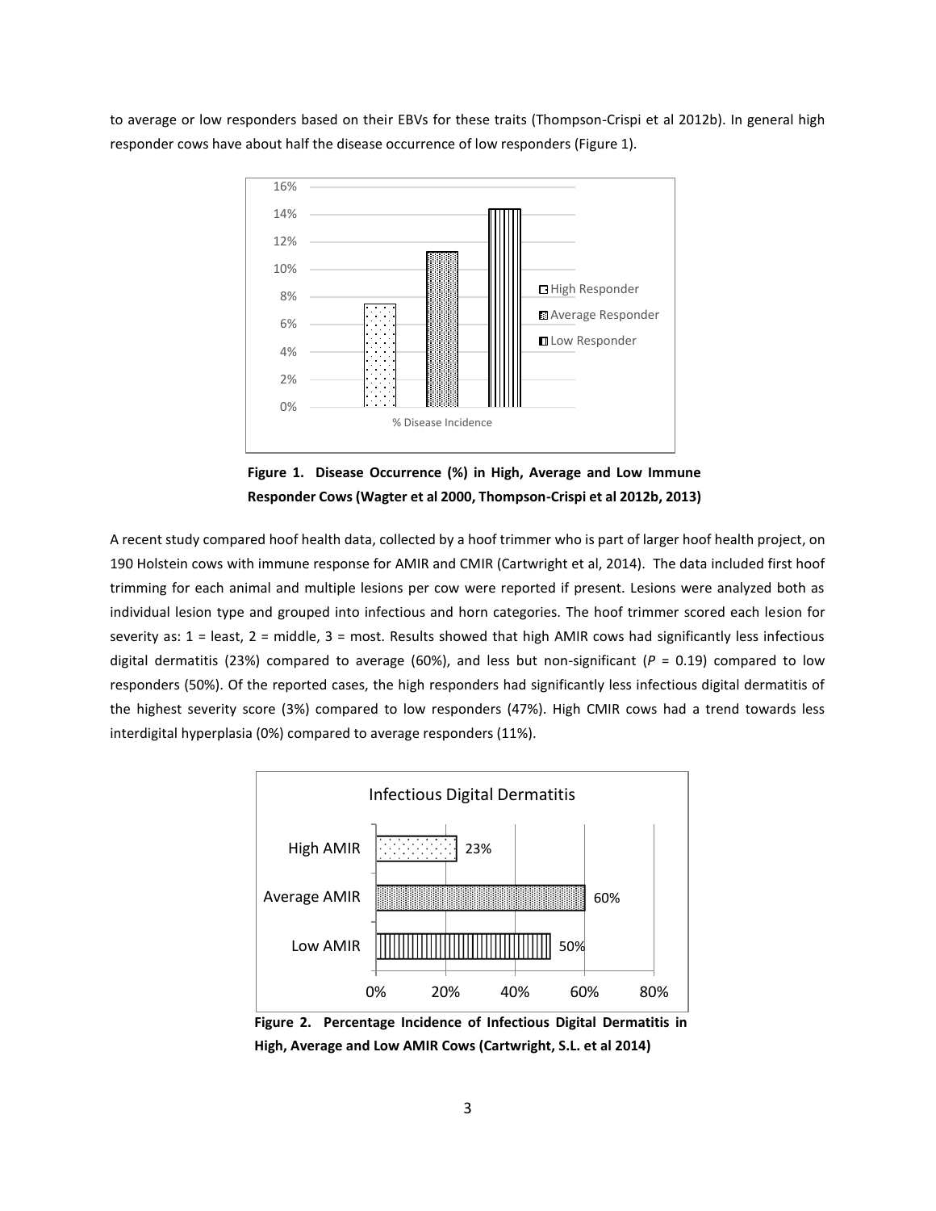to average or low responders based on their EBVs for these traits (Thompson-Crispi et al 2012b). In general high responder cows have about half the disease occurrence of low responders (Figure 1).

**Figure 1. Disease Occurrence (%) in High, Average and Low Immune Responder Cows (Wagter et al 2000, Thompson-Crispi et al 2012b, 2013)**

A recent study compared hoof health data, collected by a hoof trimmer who is part of larger hoof health project, on 190 Holstein cows with immune response for AMIR and CMIR (Cartwright et al, 2014). The data included first hoof trimming for each animal and multiple lesions per cow were reported if present. Lesions were analyzed both as individual lesion type and grouped into infectious and horn categories. The hoof trimmer scored each lesion for severity as: 1 = least, 2 = middle, 3 = most. Results showed that high AMIR cows had significantly less infectious digital dermatitis (23%) compared to average (60%), and less but non-significant (*P* = 0.19) compared to low responders (50%). Of the reported cases, the high responders had significantly less infectious digital dermatitis of the highest severity score (3%) compared to low responders (47%). High CMIR cows had a trend towards less interdigital hyperplasia (0%) compared to average responders (11%).

**Figure 2. Percentage Incidence of Infectious Digital Dermatitis in High, Average and Low AMIR Cows (Cartwright, S.L. et al 2014)**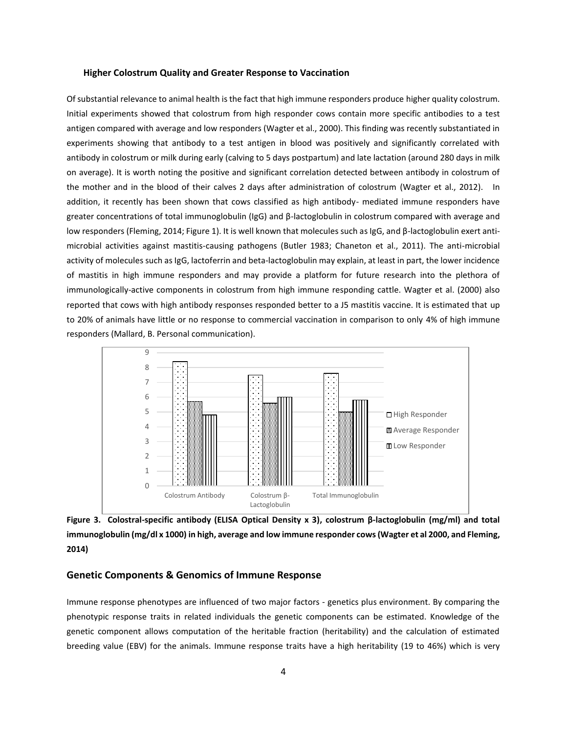### Higher Colostrum Quality and Greater Response to Vaccination

Of substantial relevance to animal health is the fact that high immune responders produce higher quality colostrum. Initial experiments showed that colostrum from high responder cows contain more specific antibodies to a test antigen compared with average and low responders (Wagter et al., 2000). This finding was recently substantiated in experiments showing that antibody to a test antigen in blood was positively and significantly correlated with antibody in colostrum or milk during early (calving to 5 days postpartum) and late lactation (around 280 days in milk on average). It is worth noting the positive and significant correlation detected between antibody in colostrum of the mother and in the blood of their calves 2 days after administration of colostrum (Wagter et al., 2012). In addition, it recently has been shown that cows classified as high antibody- mediated immune responders have greater concentrations of total immunoglobulin (IgG) and β-lactoglobulin in colostrum compared with average and low responders (Fleming, 2014; Figure 1). It is well known that molecules such as IgG, and β-lactoglobulin exert anti-microbial activities against mastitis-causing pathogens (Butler 1983; Chaneton et al., 2011). The anti-microbial activity of molecules such as IgG, lactoferrin and beta-lactoglobulin may explain, at least in part, the lower incidence of mastitis in high immune responders and may provide a platform for future research into the plethora of immunologically-active components in colostrum from high immune responding cattle. Wagter et al. (2000) also reported that cows with high antibody responses responded better to a J5 mastitis vaccine. It is estimated that up to 20% of animals have little or no response to commercial vaccination in comparison to only 4% of high immune responders (Mallard, B. Personal communication).

**Figure 3. Colostral-specific antibody (ELISA Optical Density x 3), colostrum β-lactoglobulin (mg/ml) and total immunoglobulin (mg/dl x 1000) in high, average and low immune responder cows (Wagter et al 2000, and Fleming, 2014)**

## Genetic Components & Genomics of Immune Response

Immune response phenotypes are influenced of two major factors - genetics plus environment. By comparing the phenotypic response traits in related individuals the genetic components can be estimated. Knowledge of the genetic component allows computation of the heritable fraction (heritability) and the calculation of estimated breeding value (EBV) for the animals. Immune response traits have a high heritability (19 to 46%) which is very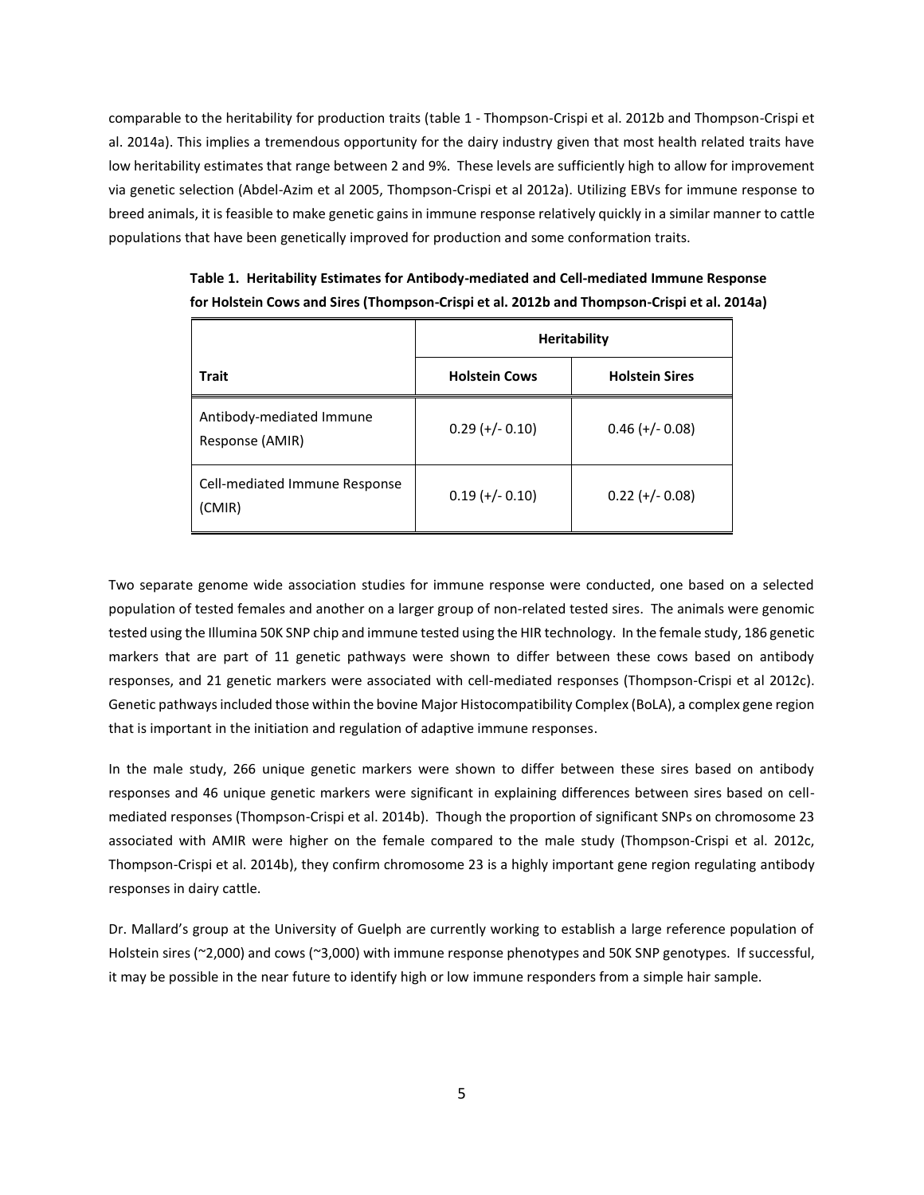comparable to the heritability for production traits (table 1 - Thompson-Crispi et al. 2012b and Thompson-Crispi et al. 2014a). This implies a tremendous opportunity for the dairy industry given that most health related traits have low heritability estimates that range between 2 and 9%. These levels are sufficiently high to allow for improvement via genetic selection (Abdel-Azim et al 2005, Thompson-Crispi et al 2012a). Utilizing EBVs for immune response to breed animals, it is feasible to make genetic gains in immune response relatively quickly in a similar manner to cattle populations that have been genetically improved for production and some conformation traits.

**Table 1. Heritability Estimates for Antibody-mediated and Cell-mediated Immune Response for Holstein Cows and Sires (Thompson-Crispi et al. 2012b and Thompson-Crispi et al. 2014a)**

| | **Heritability** | |
|---|---|---|
| **Trait** | **Holstein Cows** | **Holstein Sires** |
| Antibody-mediated Immune Response (AMIR) | 0.29 (+/- 0.10) | 0.46 (+/- 0.08) |
| Cell-mediated Immune Response (CMIR) | 0.19 (+/- 0.10) | 0.22 (+/- 0.08) |

Two separate genome wide association studies for immune response were conducted, one based on a selected population of tested females and another on a larger group of non-related tested sires. The animals were genomic tested using the Illumina 50K SNP chip and immune tested using the HIR technology. In the female study, 186 genetic markers that are part of 11 genetic pathways were shown to differ between these cows based on antibody responses, and 21 genetic markers were associated with cell-mediated responses (Thompson-Crispi et al 2012c). Genetic pathways included those within the bovine Major Histocompatibility Complex (BoLA), a complex gene region that is important in the initiation and regulation of adaptive immune responses.

In the male study, 266 unique genetic markers were shown to differ between these sires based on antibody responses and 46 unique genetic markers were significant in explaining differences between sires based on cell-mediated responses (Thompson-Crispi et al. 2014b). Though the proportion of significant SNPs on chromosome 23 associated with AMIR were higher on the female compared to the male study (Thompson-Crispi et al. 2012c, Thompson-Crispi et al. 2014b), they confirm chromosome 23 is a highly important gene region regulating antibody responses in dairy cattle.

Dr. Mallard's group at the University of Guelph are currently working to establish a large reference population of Holstein sires (~2,000) and cows (~3,000) with immune response phenotypes and 50K SNP genotypes. If successful, it may be possible in the near future to identify high or low immune responders from a simple hair sample.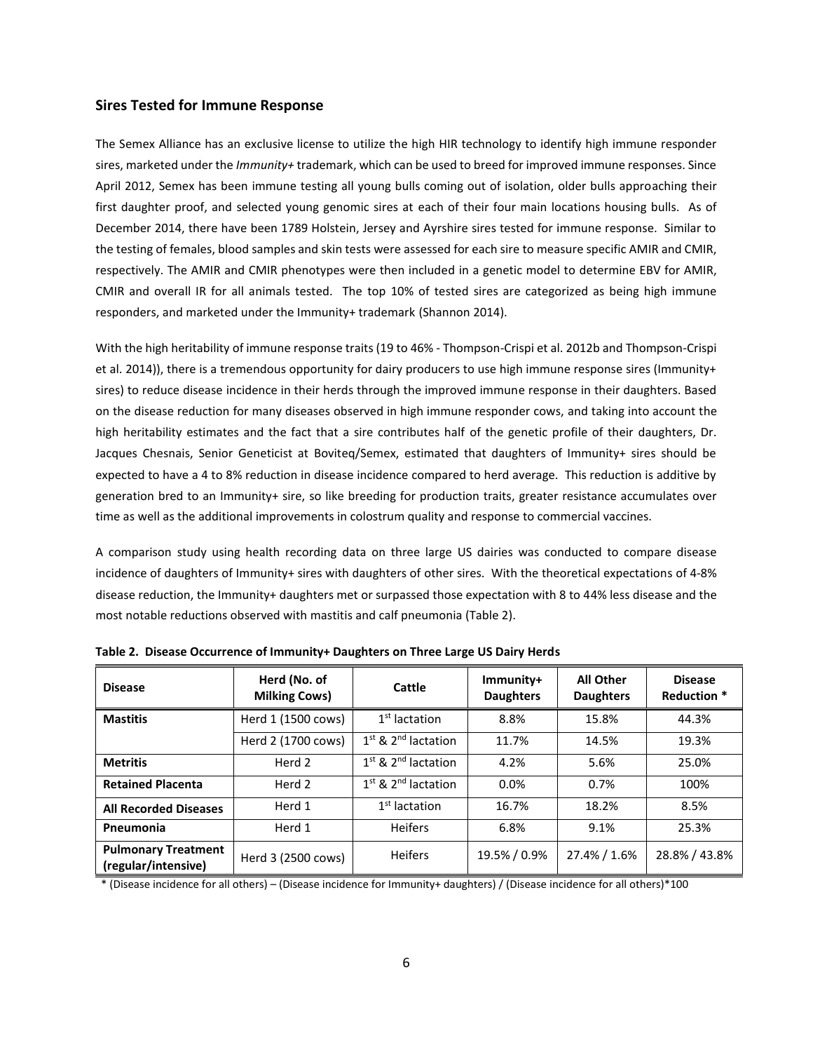## Sires Tested for Immune Response

The Semex Alliance has an exclusive license to utilize the high HIR technology to identify high immune responder sires, marketed under the *Immunity+* trademark, which can be used to breed for improved immune responses. Since April 2012, Semex has been immune testing all young bulls coming out of isolation, older bulls approaching their first daughter proof, and selected young genomic sires at each of their four main locations housing bulls. As of December 2014, there have been 1789 Holstein, Jersey and Ayrshire sires tested for immune response. Similar to the testing of females, blood samples and skin tests were assessed for each sire to measure specific AMIR and CMIR, respectively. The AMIR and CMIR phenotypes were then included in a genetic model to determine EBV for AMIR, CMIR and overall IR for all animals tested. The top 10% of tested sires are categorized as being high immune responders, and marketed under the Immunity+ trademark (Shannon 2014).

With the high heritability of immune response traits (19 to 46% - Thompson-Crispi et al. 2012b and Thompson-Crispi et al. 2014)), there is a tremendous opportunity for dairy producers to use high immune response sires (Immunity+ sires) to reduce disease incidence in their herds through the improved immune response in their daughters. Based on the disease reduction for many diseases observed in high immune responder cows, and taking into account the high heritability estimates and the fact that a sire contributes half of the genetic profile of their daughters, Dr. Jacques Chesnais, Senior Geneticist at Boviteq/Semex, estimated that daughters of Immunity+ sires should be expected to have a 4 to 8% reduction in disease incidence compared to herd average. This reduction is additive by generation bred to an Immunity+ sire, so like breeding for production traits, greater resistance accumulates over time as well as the additional improvements in colostrum quality and response to commercial vaccines.

A comparison study using health recording data on three large US dairies was conducted to compare disease incidence of daughters of Immunity+ sires with daughters of other sires. With the theoretical expectations of 4-8% disease reduction, the Immunity+ daughters met or surpassed those expectation with 8 to 44% less disease and the most notable reductions observed with mastitis and calf pneumonia (Table 2).

**Table 2. Disease Occurrence of Immunity+ Daughters on Three Large US Dairy Herds**

| Disease | Herd (No. of Milking Cows) | Cattle | Immunity+ Daughters | All Other Daughters | Disease Reduction * |
|---|---|---|---|---|---|
| **Mastitis** | Herd 1 (1500 cows) | 1st lactation | 8.8% | 15.8% | 44.3% |
| | Herd 2 (1700 cows) | 1st & 2nd lactation | 11.7% | 14.5% | 19.3% |
| **Metritis** | Herd 2 | 1st & 2nd lactation | 4.2% | 5.6% | 25.0% |
| **Retained Placenta** | Herd 2 | 1st & 2nd lactation | 0.0% | 0.7% | 100% |
| **All Recorded Diseases** | Herd 1 | 1st lactation | 16.7% | 18.2% | 8.5% |
| **Pneumonia** | Herd 1 | Heifers | 6.8% | 9.1% | 25.3% |
| **Pulmonary Treatment (regular/intensive)** | Herd 3 (2500 cows) | Heifers | 19.5% / 0.9% | 27.4% / 1.6% | 28.8% / 43.8% |

* (Disease incidence for all others) – (Disease incidence for Immunity+ daughters) / (Disease incidence for all others)*100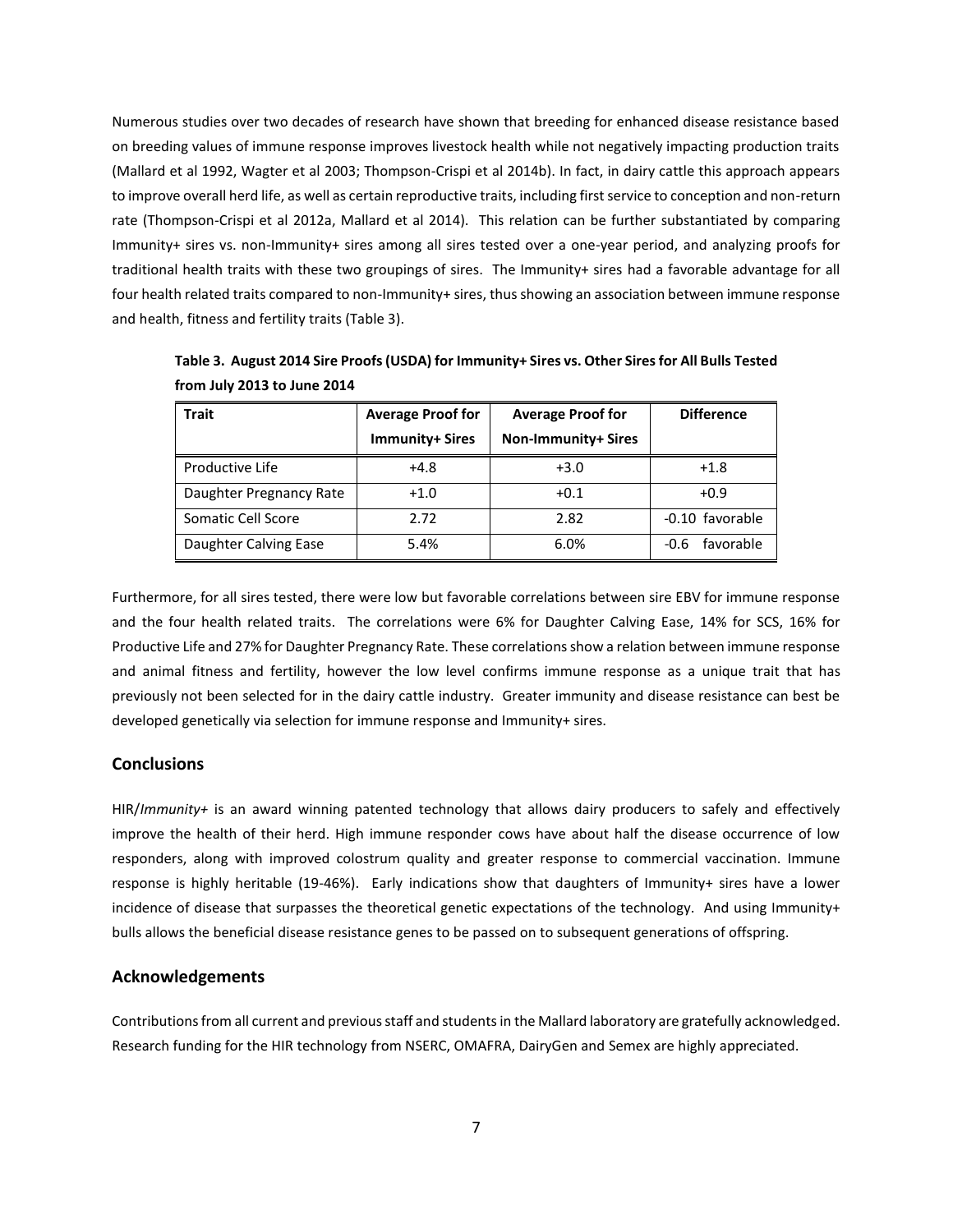Numerous studies over two decades of research have shown that breeding for enhanced disease resistance based on breeding values of immune response improves livestock health while not negatively impacting production traits (Mallard et al 1992, Wagter et al 2003; Thompson-Crispi et al 2014b). In fact, in dairy cattle this approach appears to improve overall herd life, as well as certain reproductive traits, including first service to conception and non-return rate (Thompson-Crispi et al 2012a, Mallard et al 2014). This relation can be further substantiated by comparing Immunity+ sires vs. non-Immunity+ sires among all sires tested over a one-year period, and analyzing proofs for traditional health traits with these two groupings of sires. The Immunity+ sires had a favorable advantage for all four health related traits compared to non-Immunity+ sires, thus showing an association between immune response and health, fitness and fertility traits (Table 3).

**Table 3. August 2014 Sire Proofs (USDA) for Immunity+ Sires vs. Other Sires for All Bulls Tested from July 2013 to June 2014**

| Trait | Average Proof for Immunity+ Sires | Average Proof for Non-Immunity+ Sires | Difference |
|---|---|---|---|
| Productive Life | +4.8 | +3.0 | +1.8 |
| Daughter Pregnancy Rate | +1.0 | +0.1 | +0.9 |
| Somatic Cell Score | 2.72 | 2.82 | -0.10 favorable |
| Daughter Calving Ease | 5.4% | 6.0% | -0.6 favorable |

Furthermore, for all sires tested, there were low but favorable correlations between sire EBV for immune response and the four health related traits. The correlations were 6% for Daughter Calving Ease, 14% for SCS, 16% for Productive Life and 27% for Daughter Pregnancy Rate. These correlations show a relation between immune response and animal fitness and fertility, however the low level confirms immune response as a unique trait that has previously not been selected for in the dairy cattle industry. Greater immunity and disease resistance can best be developed genetically via selection for immune response and Immunity+ sires.

## Conclusions

HIR/*Immunity+* is an award winning patented technology that allows dairy producers to safely and effectively improve the health of their herd. High immune responder cows have about half the disease occurrence of low responders, along with improved colostrum quality and greater response to commercial vaccination. Immune response is highly heritable (19-46%). Early indications show that daughters of Immunity+ sires have a lower incidence of disease that surpasses the theoretical genetic expectations of the technology. And using Immunity+ bulls allows the beneficial disease resistance genes to be passed on to subsequent generations of offspring.

## Acknowledgements

Contributions from all current and previous staff and students in the Mallard laboratory are gratefully acknowledged. Research funding for the HIR technology from NSERC, OMAFRA, DairyGen and Semex are highly appreciated.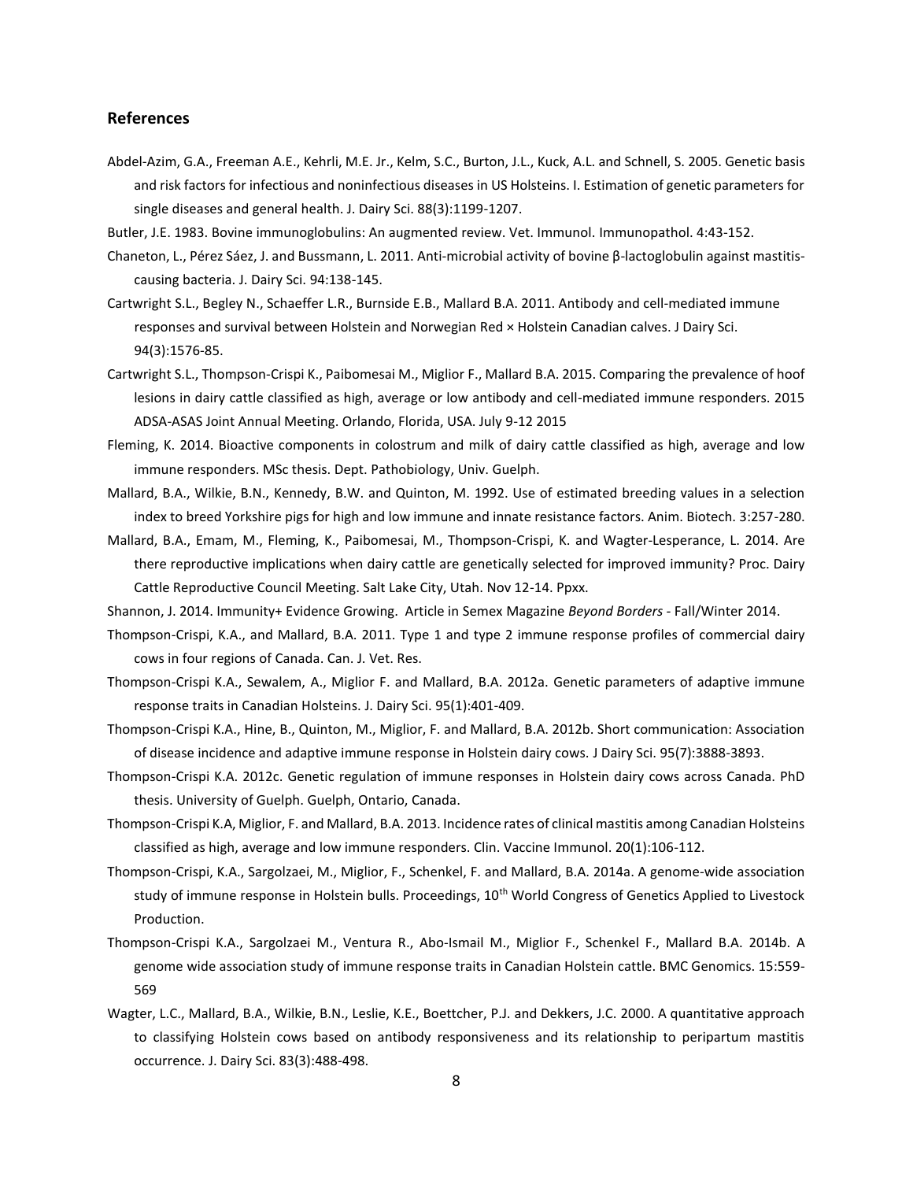## References

Abdel-Azim, G.A., Freeman A.E., Kehrli, M.E. Jr., Kelm, S.C., Burton, J.L., Kuck, A.L. and Schnell, S. 2005. Genetic basis and risk factors for infectious and noninfectious diseases in US Holsteins. I. Estimation of genetic parameters for single diseases and general health. J. Dairy Sci. 88(3):1199-1207.

Butler, J.E. 1983. Bovine immunoglobulins: An augmented review. Vet. Immunol. Immunopathol. 4:43-152.

Chaneton, L., Pérez Sáez, J. and Bussmann, L. 2011. Anti-microbial activity of bovine β-lactoglobulin against mastitis-causing bacteria. J. Dairy Sci. 94:138-145.

Cartwright S.L., Begley N., Schaeffer L.R., Burnside E.B., Mallard B.A. 2011. Antibody and cell-mediated immune responses and survival between Holstein and Norwegian Red × Holstein Canadian calves. J Dairy Sci. 94(3):1576-85.

Cartwright S.L., Thompson-Crispi K., Paibomesai M., Miglior F., Mallard B.A. 2015. Comparing the prevalence of hoof lesions in dairy cattle classified as high, average or low antibody and cell-mediated immune responders. 2015 ADSA-ASAS Joint Annual Meeting. Orlando, Florida, USA. July 9-12 2015

Fleming, K. 2014. Bioactive components in colostrum and milk of dairy cattle classified as high, average and low immune responders. MSc thesis. Dept. Pathobiology, Univ. Guelph.

Mallard, B.A., Wilkie, B.N., Kennedy, B.W. and Quinton, M. 1992. Use of estimated breeding values in a selection index to breed Yorkshire pigs for high and low immune and innate resistance factors. Anim. Biotech. 3:257-280.

Mallard, B.A., Emam, M., Fleming, K., Paibomesai, M., Thompson-Crispi, K. and Wagter-Lesperance, L. 2014. Are there reproductive implications when dairy cattle are genetically selected for improved immunity? Proc. Dairy Cattle Reproductive Council Meeting. Salt Lake City, Utah. Nov 12-14. Ppxx.

Shannon, J. 2014. Immunity+ Evidence Growing. Article in Semex Magazine *Beyond Borders* - Fall/Winter 2014.

Thompson-Crispi, K.A., and Mallard, B.A. 2011. Type 1 and type 2 immune response profiles of commercial dairy cows in four regions of Canada. Can. J. Vet. Res.

Thompson-Crispi K.A., Sewalem, A., Miglior F. and Mallard, B.A. 2012a. Genetic parameters of adaptive immune response traits in Canadian Holsteins. J. Dairy Sci. 95(1):401-409.

Thompson-Crispi K.A., Hine, B., Quinton, M., Miglior, F. and Mallard, B.A. 2012b. Short communication: Association of disease incidence and adaptive immune response in Holstein dairy cows. J Dairy Sci. 95(7):3888-3893.

Thompson-Crispi K.A. 2012c. Genetic regulation of immune responses in Holstein dairy cows across Canada. PhD thesis. University of Guelph. Guelph, Ontario, Canada.

Thompson-Crispi K.A, Miglior, F. and Mallard, B.A. 2013. Incidence rates of clinical mastitis among Canadian Holsteins classified as high, average and low immune responders. Clin. Vaccine Immunol. 20(1):106-112.

Thompson-Crispi, K.A., Sargolzaei, M., Miglior, F., Schenkel, F. and Mallard, B.A. 2014a. A genome-wide association study of immune response in Holstein bulls. Proceedings, 10th World Congress of Genetics Applied to Livestock Production.

Thompson-Crispi K.A., Sargolzaei M., Ventura R., Abo-Ismail M., Miglior F., Schenkel F., Mallard B.A. 2014b. A genome wide association study of immune response traits in Canadian Holstein cattle. BMC Genomics. 15:559-569

Wagter, L.C., Mallard, B.A., Wilkie, B.N., Leslie, K.E., Boettcher, P.J. and Dekkers, J.C. 2000. A quantitative approach to classifying Holstein cows based on antibody responsiveness and its relationship to peripartum mastitis occurrence. J. Dairy Sci. 83(3):488-498.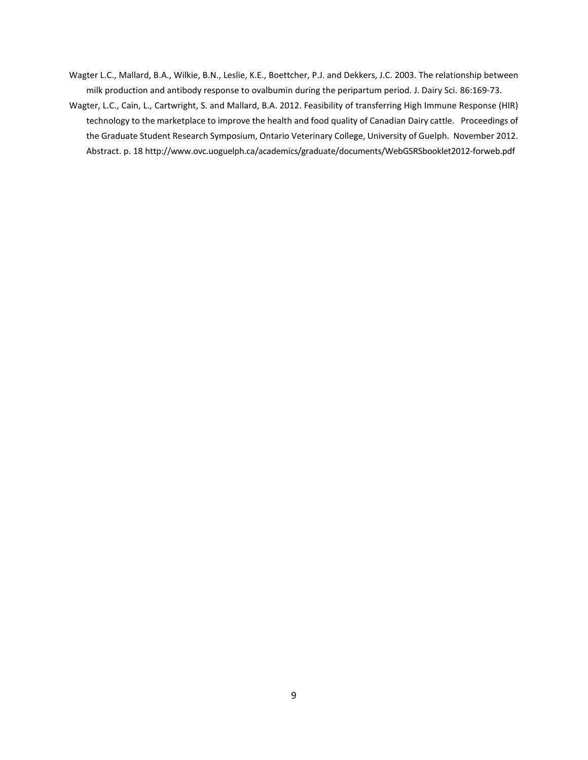Wagter L.C., Mallard, B.A., Wilkie, B.N., Leslie, K.E., Boettcher, P.J. and Dekkers, J.C. 2003. The relationship between milk production and antibody response to ovalbumin during the peripartum period. J. Dairy Sci. 86:169-73.

Wagter, L.C., Cain, L., Cartwright, S. and Mallard, B.A. 2012. Feasibility of transferring High Immune Response (HIR) technology to the marketplace to improve the health and food quality of Canadian Dairy cattle. Proceedings of the Graduate Student Research Symposium, Ontario Veterinary College, University of Guelph. November 2012. Abstract. p. 18 http://www.ovc.uoguelph.ca/academics/graduate/documents/WebGSRSbooklet2012-forweb.pdf